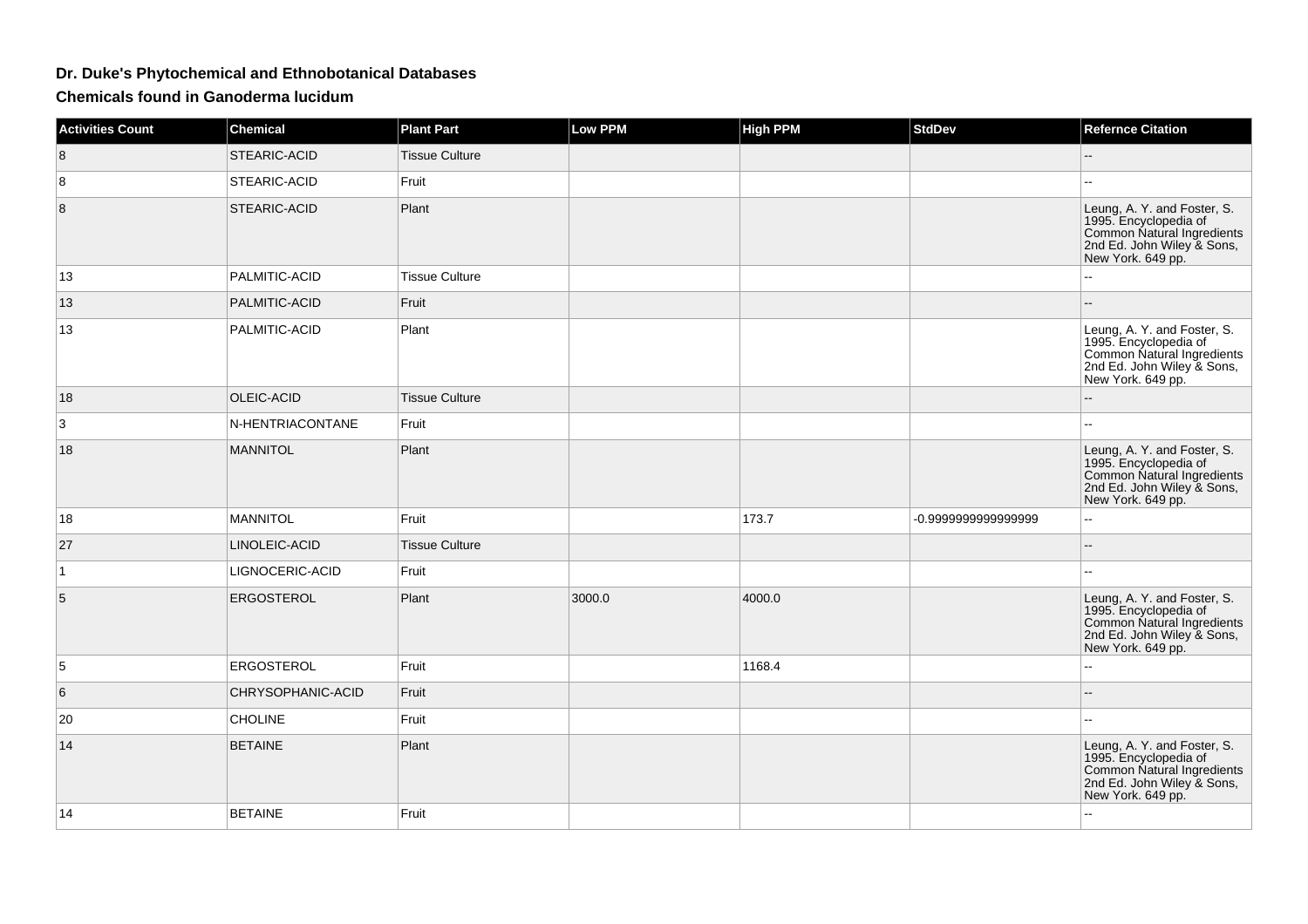# Dr. Duke's Phytochemical and Ethnobotanical Databases

## Chemicals found in Ganoderma lucidum

| Activities Count | Chemical | Plant Part | Low PPM | High PPM | StdDev | Refernce Citation |
|---|---|---|---|---|---|---|
| 8 | STEARIC-ACID | Tissue Culture | | | | -- |
| 8 | STEARIC-ACID | Fruit | | | | -- |
| 8 | STEARIC-ACID | Plant | | | | Leung, A. Y. and Foster, S. 1995. Encyclopedia of Common Natural Ingredients 2nd Ed. John Wiley & Sons, New York. 649 pp. |
| 13 | PALMITIC-ACID | Tissue Culture | | | | -- |
| 13 | PALMITIC-ACID | Fruit | | | | -- |
| 13 | PALMITIC-ACID | Plant | | | | Leung, A. Y. and Foster, S. 1995. Encyclopedia of Common Natural Ingredients 2nd Ed. John Wiley & Sons, New York. 649 pp. |
| 18 | OLEIC-ACID | Tissue Culture | | | | -- |
| 3 | N-HENTRIACONTANE | Fruit | | | | -- |
| 18 | MANNITOL | Plant | | | | Leung, A. Y. and Foster, S. 1995. Encyclopedia of Common Natural Ingredients 2nd Ed. John Wiley & Sons, New York. 649 pp. |
| 18 | MANNITOL | Fruit | | 173.7 | -0.9999999999999999 | -- |
| 27 | LINOLEIC-ACID | Tissue Culture | | | | -- |
| 1 | LIGNOCERIC-ACID | Fruit | | | | -- |
| 5 | ERGOSTEROL | Plant | 3000.0 | 4000.0 | | Leung, A. Y. and Foster, S. 1995. Encyclopedia of Common Natural Ingredients 2nd Ed. John Wiley & Sons, New York. 649 pp. |
| 5 | ERGOSTEROL | Fruit | | 1168.4 | | -- |
| 6 | CHRYSOPHANIC-ACID | Fruit | | | | -- |
| 20 | CHOLINE | Fruit | | | | -- |
| 14 | BETAINE | Plant | | | | Leung, A. Y. and Foster, S. 1995. Encyclopedia of Common Natural Ingredients 2nd Ed. John Wiley & Sons, New York. 649 pp. |
| 14 | BETAINE | Fruit | | | | -- |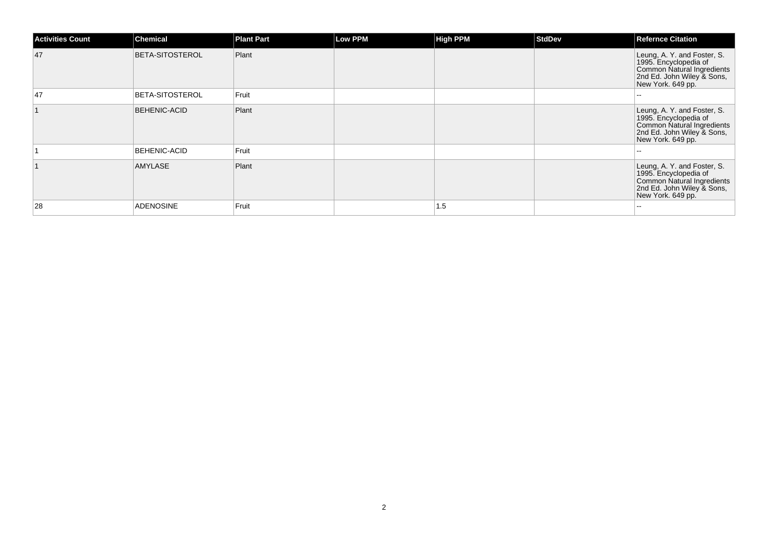| Activities Count | Chemical | Plant Part | Low PPM | High PPM | StdDev | Refernce Citation |
|---|---|---|---|---|---|---|
| 47 | BETA-SITOSTEROL | Plant | | | | Leung, A. Y. and Foster, S. 1995. Encyclopedia of Common Natural Ingredients 2nd Ed. John Wiley & Sons, New York. 649 pp. |
| 47 | BETA-SITOSTEROL | Fruit | | | | -- |
| 1 | BEHENIC-ACID | Plant | | | | Leung, A. Y. and Foster, S. 1995. Encyclopedia of Common Natural Ingredients 2nd Ed. John Wiley & Sons, New York. 649 pp. |
| 1 | BEHENIC-ACID | Fruit | | | | -- |
| 1 | AMYLASE | Plant | | | | Leung, A. Y. and Foster, S. 1995. Encyclopedia of Common Natural Ingredients 2nd Ed. John Wiley & Sons, New York. 649 pp. |
| 28 | ADENOSINE | Fruit | | 1.5 | | -- |